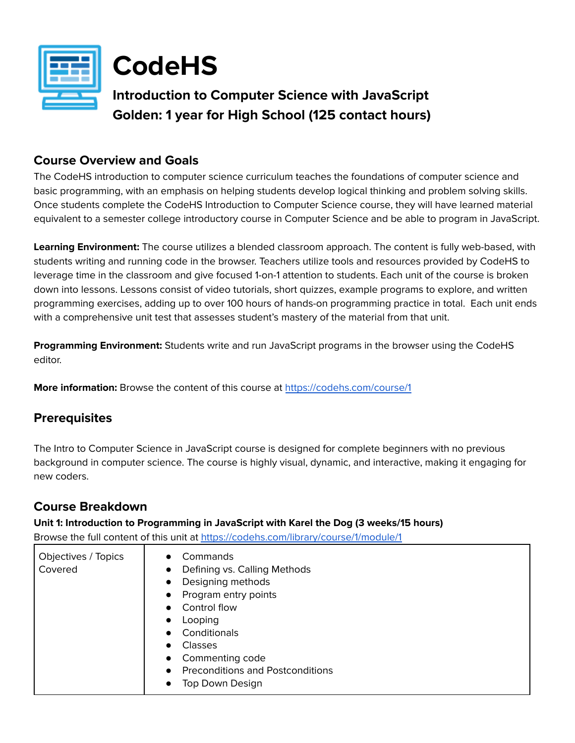# CodeHS

## Introduction to Computer Science with JavaScript
## Golden: 1 year for High School (125 contact hours)

## Course Overview and Goals

The CodeHS introduction to computer science curriculum teaches the foundations of computer science and basic programming, with an emphasis on helping students develop logical thinking and problem solving skills. Once students complete the CodeHS Introduction to Computer Science course, they will have learned material equivalent to a semester college introductory course in Computer Science and be able to program in JavaScript.

**Learning Environment:** The course utilizes a blended classroom approach. The content is fully web-based, with students writing and running code in the browser. Teachers utilize tools and resources provided by CodeHS to leverage time in the classroom and give focused 1-on-1 attention to students. Each unit of the course is broken down into lessons. Lessons consist of video tutorials, short quizzes, example programs to explore, and written programming exercises, adding up to over 100 hours of hands-on programming practice in total. Each unit ends with a comprehensive unit test that assesses student's mastery of the material from that unit.

**Programming Environment:** Students write and run JavaScript programs in the browser using the CodeHS editor.

**More information:** Browse the content of this course at https://codehs.com/course/1

## Prerequisites

The Intro to Computer Science in JavaScript course is designed for complete beginners with no previous background in computer science. The course is highly visual, dynamic, and interactive, making it engaging for new coders.

## Course Breakdown

**Unit 1: Introduction to Programming in JavaScript with Karel the Dog (3 weeks/15 hours)**

Browse the full content of this unit at https://codehs.com/library/course/1/module/1

| Objectives / Topics Covered | <ul><li>Commands</li><li>Defining vs. Calling Methods</li><li>Designing methods</li><li>Program entry points</li><li>Control flow</li><li>Looping</li><li>Conditionals</li><li>Classes</li><li>Commenting code</li><li>Preconditions and Postconditions</li><li>Top Down Design</li></ul> |
|---|---|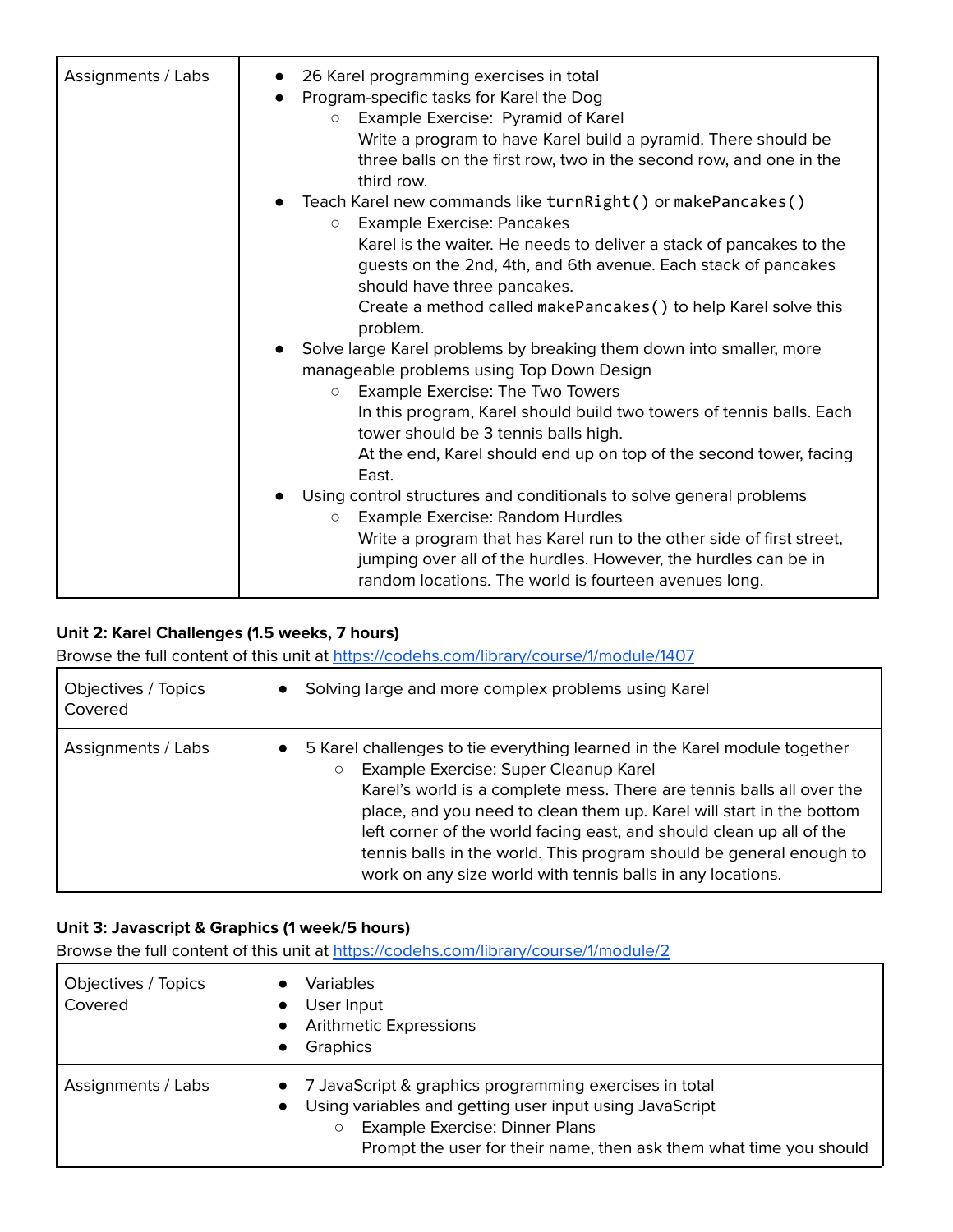| Assignments / Labs | <ul><li>26 Karel programming exercises in total</li><li>Program-specific tasks for Karel the Dog<ul><li>Example Exercise: Pyramid of Karel<br>Write a program to have Karel build a pyramid. There should be three balls on the first row, two in the second row, and one in the third row.</li></ul></li><li>Teach Karel new commands like `turnRight()` or `makePancakes()`<ul><li>Example Exercise: Pancakes<br>Karel is the waiter. He needs to deliver a stack of pancakes to the guests on the 2nd, 4th, and 6th avenue. Each stack of pancakes should have three pancakes.<br>Create a method called `makePancakes()` to help Karel solve this problem.</li></ul></li><li>Solve large Karel problems by breaking them down into smaller, more manageable problems using Top Down Design<ul><li>Example Exercise: The Two Towers<br>In this program, Karel should build two towers of tennis balls. Each tower should be 3 tennis balls high.<br>At the end, Karel should end up on top of the second tower, facing East.</li></ul></li><li>Using control structures and conditionals to solve general problems<ul><li>Example Exercise: Random Hurdles<br>Write a program that has Karel run to the other side of first street, jumping over all of the hurdles. However, the hurdles can be in random locations. The world is fourteen avenues long.</li></ul></li></ul> |
|---|---|

**Unit 2: Karel Challenges (1.5 weeks, 7 hours)**

Browse the full content of this unit at https://codehs.com/library/course/1/module/1407

| Objectives / Topics Covered | <ul><li>Solving large and more complex problems using Karel</li></ul> |
|---|---|
| Assignments / Labs | <ul><li>5 Karel challenges to tie everything learned in the Karel module together<ul><li>Example Exercise: Super Cleanup Karel<br>Karel's world is a complete mess. There are tennis balls all over the place, and you need to clean them up. Karel will start in the bottom left corner of the world facing east, and should clean up all of the tennis balls in the world. This program should be general enough to work on any size world with tennis balls in any locations.</li></ul></li></ul> |

**Unit 3: Javascript & Graphics (1 week/5 hours)**

Browse the full content of this unit at https://codehs.com/library/course/1/module/2

| Objectives / Topics Covered | <ul><li>Variables</li><li>User Input</li><li>Arithmetic Expressions</li><li>Graphics</li></ul> |
|---|---|
| Assignments / Labs | <ul><li>7 JavaScript & graphics programming exercises in total</li><li>Using variables and getting user input using JavaScript<ul><li>Example Exercise: Dinner Plans<br>Prompt the user for their name, then ask them what time you should</li></ul></li></ul> |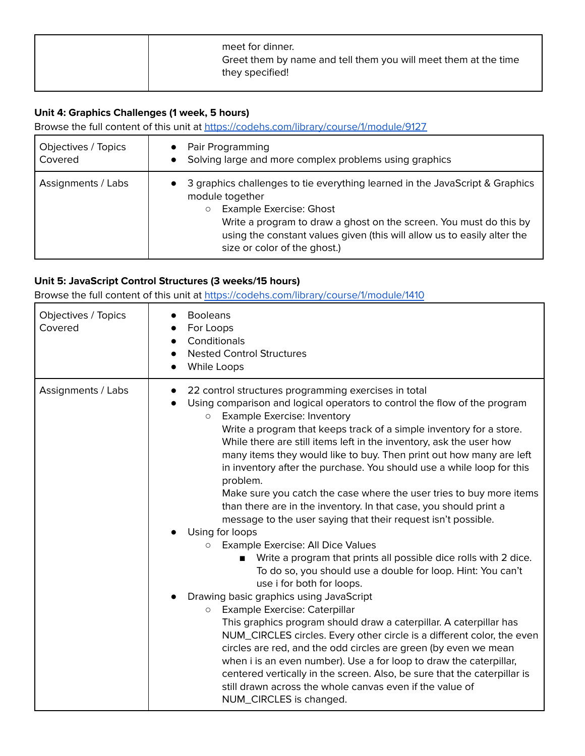| | |
|---|---|
| | meet for dinner.<br>Greet them by name and tell them you will meet them at the time they specified! |

**Unit 4: Graphics Challenges (1 week, 5 hours)**

Browse the full content of this unit at https://codehs.com/library/course/1/module/9127

| Objectives / Topics Covered | • Pair Programming<br>• Solving large and more complex problems using graphics |
|---|---|
| Assignments / Labs | • 3 graphics challenges to tie everything learned in the JavaScript & Graphics module together<br>  ○ Example Exercise: Ghost<br>  Write a program to draw a ghost on the screen. You must do this by using the constant values given (this will allow us to easily alter the size or color of the ghost.) |

**Unit 5: JavaScript Control Structures (3 weeks/15 hours)**

Browse the full content of this unit at https://codehs.com/library/course/1/module/1410

| Objectives / Topics Covered | • Booleans<br>• For Loops<br>• Conditionals<br>• Nested Control Structures<br>• While Loops |
|---|---|
| Assignments / Labs | • 22 control structures programming exercises in total<br>• Using comparison and logical operators to control the flow of the program<br>  ○ Example Exercise: Inventory<br>  Write a program that keeps track of a simple inventory for a store. While there are still items left in the inventory, ask the user how many items they would like to buy. Then print out how many are left in inventory after the purchase. You should use a while loop for this problem.<br>  Make sure you catch the case where the user tries to buy more items than there are in the inventory. In that case, you should print a message to the user saying that their request isn't possible.<br>• Using for loops<br>  ○ Example Exercise: All Dice Values<br>    ■ Write a program that prints all possible dice rolls with 2 dice. To do so, you should use a double for loop. Hint: You can't use i for both for loops.<br>• Drawing basic graphics using JavaScript<br>  ○ Example Exercise: Caterpillar<br>  This graphics program should draw a caterpillar. A caterpillar has NUM_CIRCLES circles. Every other circle is a different color, the even circles are red, and the odd circles are green (by even we mean when i is an even number). Use a for loop to draw the caterpillar, centered vertically in the screen. Also, be sure that the caterpillar is still drawn across the whole canvas even if the value of NUM_CIRCLES is changed. |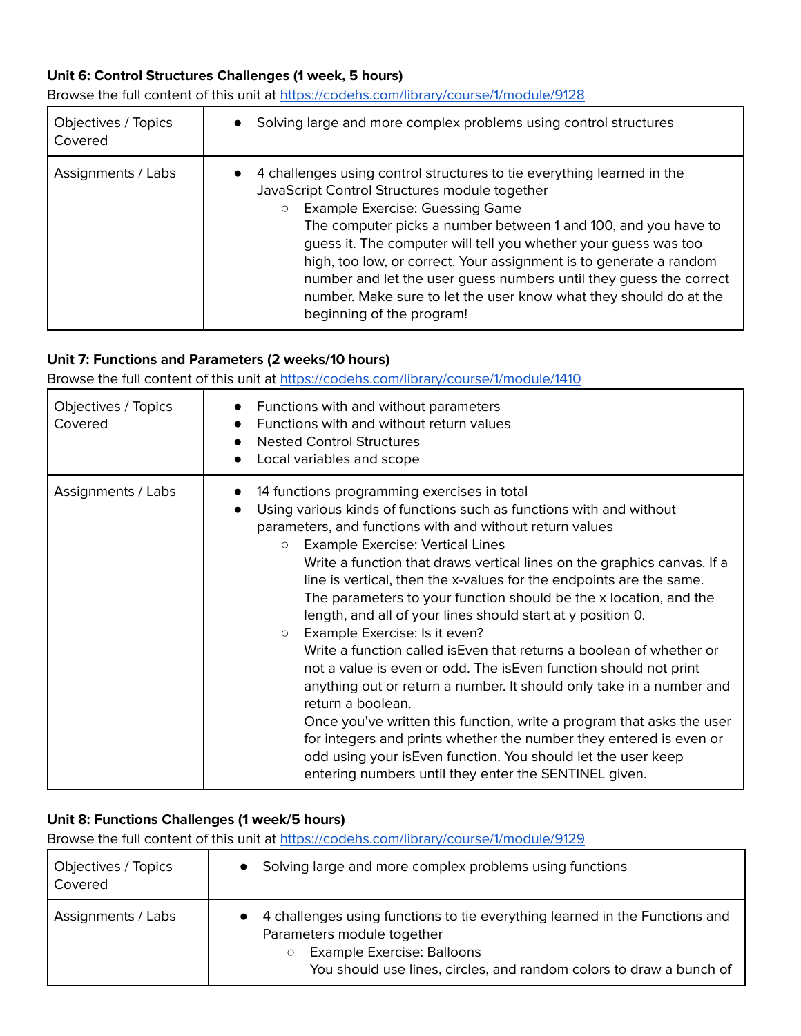**Unit 6: Control Structures Challenges (1 week, 5 hours)**

Browse the full content of this unit at https://codehs.com/library/course/1/module/9128

| Objectives / Topics Covered | • Solving large and more complex problems using control structures |
|---|---|
| Assignments / Labs | • 4 challenges using control structures to tie everything learned in the JavaScript Control Structures module together<br>&nbsp;&nbsp;&nbsp;&nbsp;○ Example Exercise: Guessing Game<br>&nbsp;&nbsp;&nbsp;&nbsp;The computer picks a number between 1 and 100, and you have to guess it. The computer will tell you whether your guess was too high, too low, or correct. Your assignment is to generate a random number and let the user guess numbers until they guess the correct number. Make sure to let the user know what they should do at the beginning of the program! |

**Unit 7: Functions and Parameters (2 weeks/10 hours)**

Browse the full content of this unit at https://codehs.com/library/course/1/module/1410

| Objectives / Topics Covered | • Functions with and without parameters<br>• Functions with and without return values<br>• Nested Control Structures<br>• Local variables and scope |
|---|---|
| Assignments / Labs | • 14 functions programming exercises in total<br>• Using various kinds of functions such as functions with and without parameters, and functions with and without return values<br>&nbsp;&nbsp;&nbsp;&nbsp;○ Example Exercise: Vertical Lines<br>&nbsp;&nbsp;&nbsp;&nbsp;Write a function that draws vertical lines on the graphics canvas. If a line is vertical, then the x-values for the endpoints are the same. The parameters to your function should be the x location, and the length, and all of your lines should start at y position 0.<br>&nbsp;&nbsp;&nbsp;&nbsp;○ Example Exercise: Is it even?<br>&nbsp;&nbsp;&nbsp;&nbsp;Write a function called isEven that returns a boolean of whether or not a value is even or odd. The isEven function should not print anything out or return a number. It should only take in a number and return a boolean.<br>&nbsp;&nbsp;&nbsp;&nbsp;Once you've written this function, write a program that asks the user for integers and prints whether the number they entered is even or odd using your isEven function. You should let the user keep entering numbers until they enter the SENTINEL given. |

**Unit 8: Functions Challenges (1 week/5 hours)**

Browse the full content of this unit at https://codehs.com/library/course/1/module/9129

| Objectives / Topics Covered | • Solving large and more complex problems using functions |
|---|---|
| Assignments / Labs | • 4 challenges using functions to tie everything learned in the Functions and Parameters module together<br>&nbsp;&nbsp;&nbsp;&nbsp;○ Example Exercise: Balloons<br>&nbsp;&nbsp;&nbsp;&nbsp;You should use lines, circles, and random colors to draw a bunch of |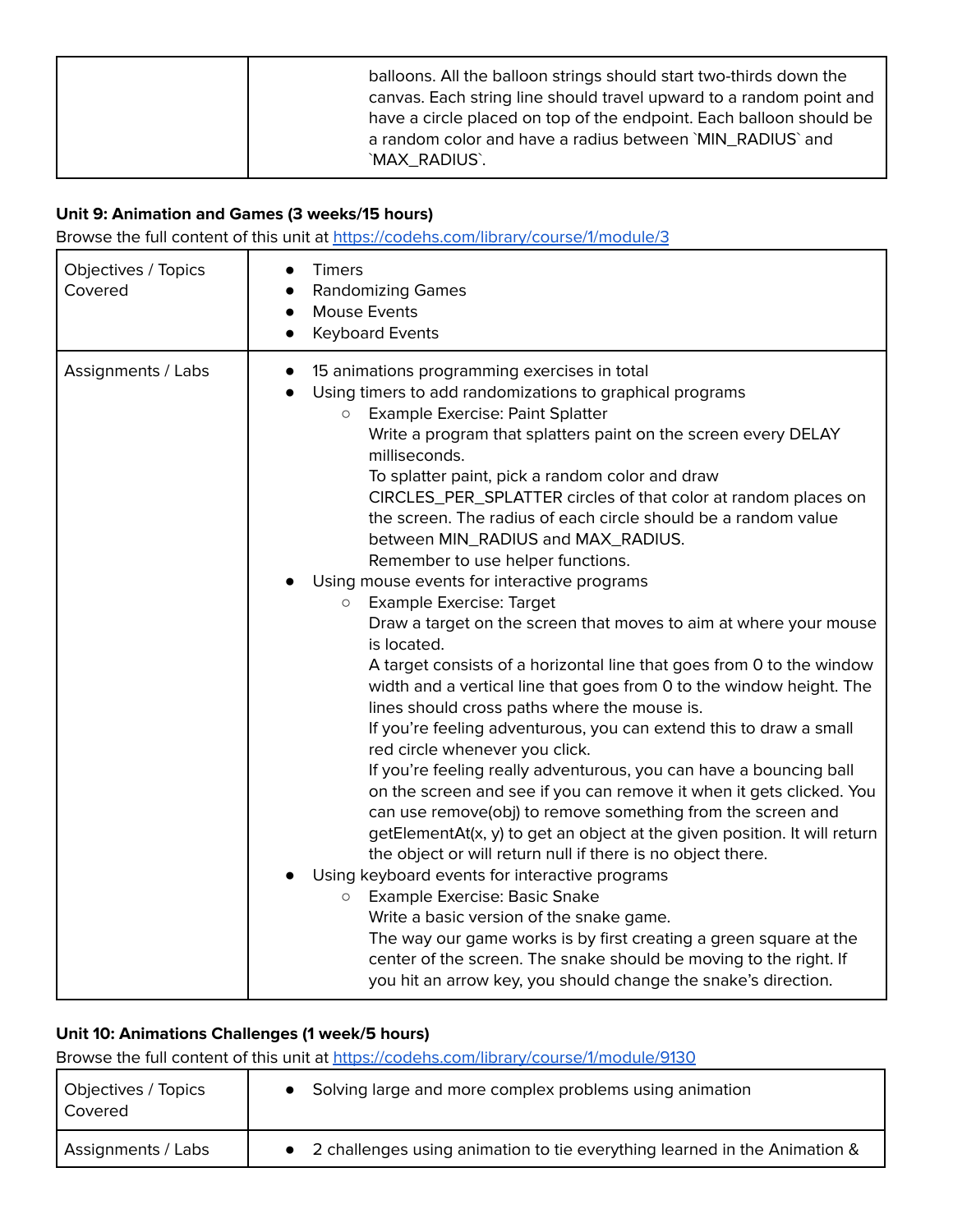| | |
|---|---|
| | balloons. All the balloon strings should start two-thirds down the canvas. Each string line should travel upward to a random point and have a circle placed on top of the endpoint. Each balloon should be a random color and have a radius between `MIN_RADIUS` and `MAX_RADIUS`. |

**Unit 9: Animation and Games (3 weeks/15 hours)**
Browse the full content of this unit at https://codehs.com/library/course/1/module/3

| | |
|---|---|
| Objectives / Topics Covered | <ul><li>Timers</li><li>Randomizing Games</li><li>Mouse Events</li><li>Keyboard Events</li></ul> |
| Assignments / Labs | <ul><li>15 animations programming exercises in total</li><li>Using timers to add randomizations to graphical programs<ul><li>Example Exercise: Paint Splatter<br>Write a program that splatters paint on the screen every DELAY milliseconds.<br>To splatter paint, pick a random color and draw CIRCLES_PER_SPLATTER circles of that color at random places on the screen. The radius of each circle should be a random value between MIN_RADIUS and MAX_RADIUS.<br>Remember to use helper functions.</li></ul></li><li>Using mouse events for interactive programs<ul><li>Example Exercise: Target<br>Draw a target on the screen that moves to aim at where your mouse is located.<br>A target consists of a horizontal line that goes from 0 to the window width and a vertical line that goes from 0 to the window height. The lines should cross paths where the mouse is.<br>If you're feeling adventurous, you can extend this to draw a small red circle whenever you click.<br>If you're feeling really adventurous, you can have a bouncing ball on the screen and see if you can remove it when it gets clicked. You can use remove(obj) to remove something from the screen and getElementAt(x, y) to get an object at the given position. It will return the object or will return null if there is no object there.</li></ul></li><li>Using keyboard events for interactive programs<ul><li>Example Exercise: Basic Snake<br>Write a basic version of the snake game.<br>The way our game works is by first creating a green square at the center of the screen. The snake should be moving to the right. If you hit an arrow key, you should change the snake's direction.</li></ul></li></ul> |

**Unit 10: Animations Challenges (1 week/5 hours)**
Browse the full content of this unit at https://codehs.com/library/course/1/module/9130

| | |
|---|---|
| Objectives / Topics Covered | <ul><li>Solving large and more complex problems using animation</li></ul> |
| Assignments / Labs | <ul><li>2 challenges using animation to tie everything learned in the Animation &</li></ul> |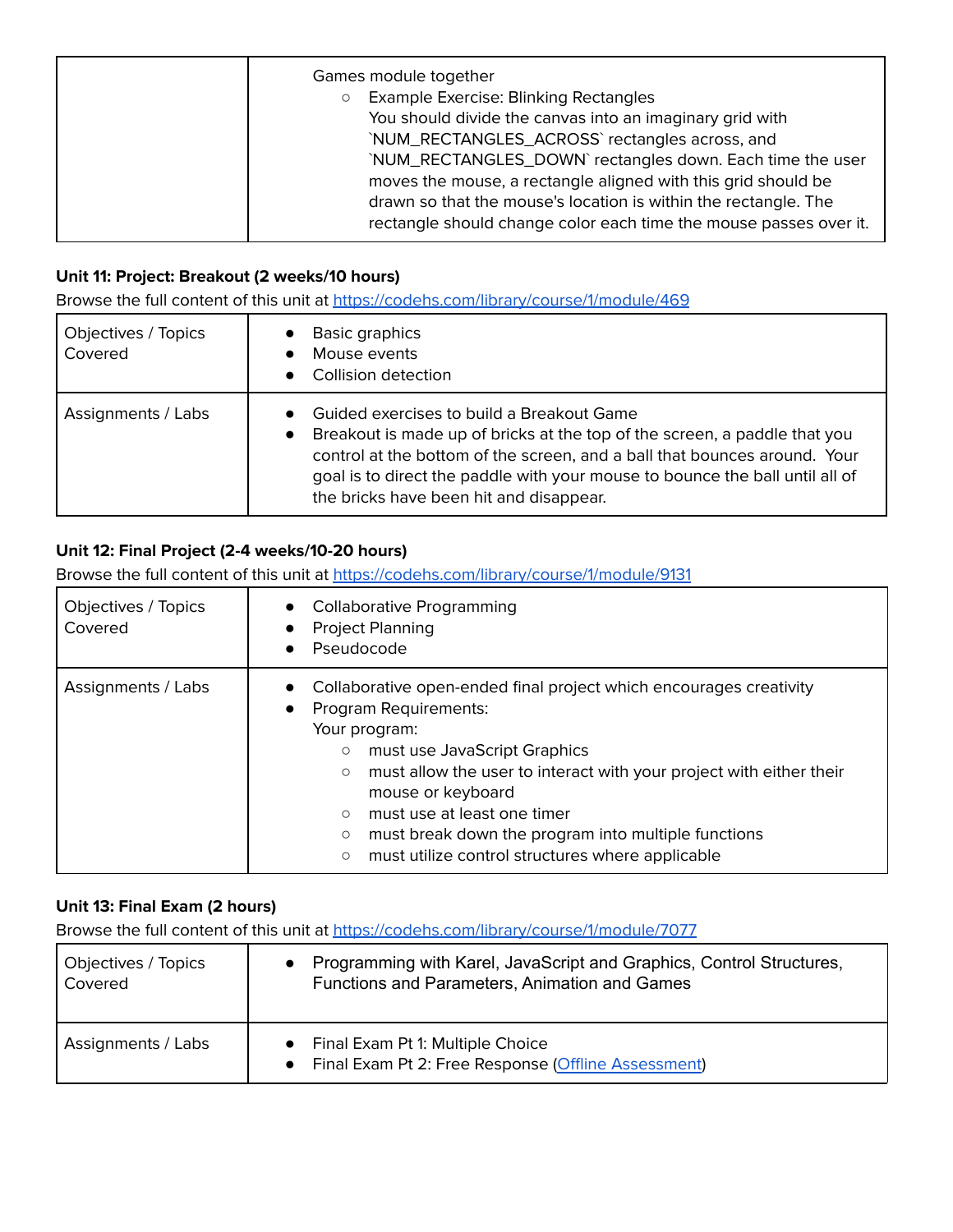| | |
|---|---|
| | Games module together<br>○ Example Exercise: Blinking Rectangles<br>You should divide the canvas into an imaginary grid with `NUM_RECTANGLES_ACROSS` rectangles across, and `NUM_RECTANGLES_DOWN` rectangles down. Each time the user moves the mouse, a rectangle aligned with this grid should be drawn so that the mouse's location is within the rectangle. The rectangle should change color each time the mouse passes over it. |

**Unit 11: Project: Breakout (2 weeks/10 hours)**

Browse the full content of this unit at https://codehs.com/library/course/1/module/469

| | |
|---|---|
| Objectives / Topics Covered | ● Basic graphics<br>● Mouse events<br>● Collision detection |
| Assignments / Labs | ● Guided exercises to build a Breakout Game<br>● Breakout is made up of bricks at the top of the screen, a paddle that you control at the bottom of the screen, and a ball that bounces around. Your goal is to direct the paddle with your mouse to bounce the ball until all of the bricks have been hit and disappear. |

**Unit 12: Final Project (2-4 weeks/10-20 hours)**

Browse the full content of this unit at https://codehs.com/library/course/1/module/9131

| | |
|---|---|
| Objectives / Topics Covered | ● Collaborative Programming<br>● Project Planning<br>● Pseudocode |
| Assignments / Labs | ● Collaborative open-ended final project which encourages creativity<br>● Program Requirements:<br>Your program:<br>○ must use JavaScript Graphics<br>○ must allow the user to interact with your project with either their mouse or keyboard<br>○ must use at least one timer<br>○ must break down the program into multiple functions<br>○ must utilize control structures where applicable |

**Unit 13: Final Exam (2 hours)**

Browse the full content of this unit at https://codehs.com/library/course/1/module/7077

| | |
|---|---|
| Objectives / Topics Covered | ● Programming with Karel, JavaScript and Graphics, Control Structures, Functions and Parameters, Animation and Games |
| Assignments / Labs | ● Final Exam Pt 1: Multiple Choice<br>● Final Exam Pt 2: Free Response (Offline Assessment) |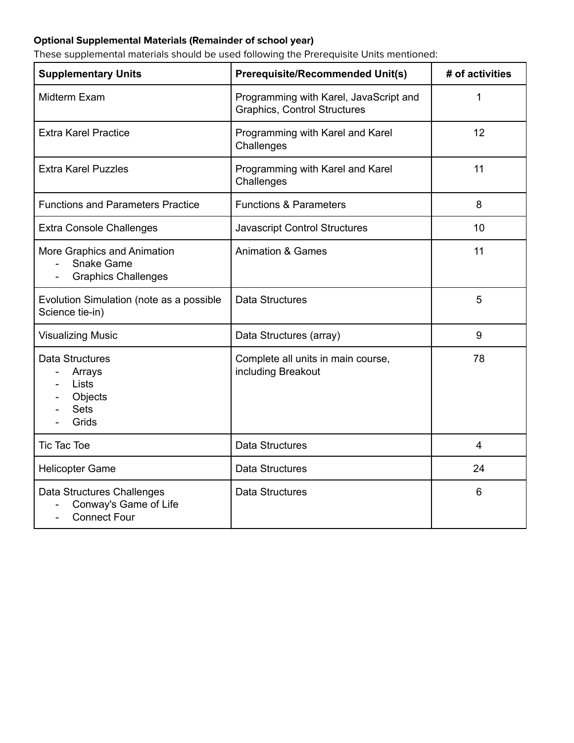**Optional Supplemental Materials (Remainder of school year)**

These supplemental materials should be used following the Prerequisite Units mentioned:

| Supplementary Units | Prerequisite/Recommended Unit(s) | # of activities |
| --- | --- | --- |
| Midterm Exam | Programming with Karel, JavaScript and Graphics, Control Structures | 1 |
| Extra Karel Practice | Programming with Karel and Karel Challenges | 12 |
| Extra Karel Puzzles | Programming with Karel and Karel Challenges | 11 |
| Functions and Parameters Practice | Functions & Parameters | 8 |
| Extra Console Challenges | Javascript Control Structures | 10 |
| More Graphics and Animation<br>- Snake Game<br>- Graphics Challenges | Animation & Games | 11 |
| Evolution Simulation (note as a possible Science tie-in) | Data Structures | 5 |
| Visualizing Music | Data Structures (array) | 9 |
| Data Structures<br>- Arrays<br>- Lists<br>- Objects<br>- Sets<br>- Grids | Complete all units in main course, including Breakout | 78 |
| Tic Tac Toe | Data Structures | 4 |
| Helicopter Game | Data Structures | 24 |
| Data Structures Challenges<br>- Conway's Game of Life<br>- Connect Four | Data Structures | 6 |